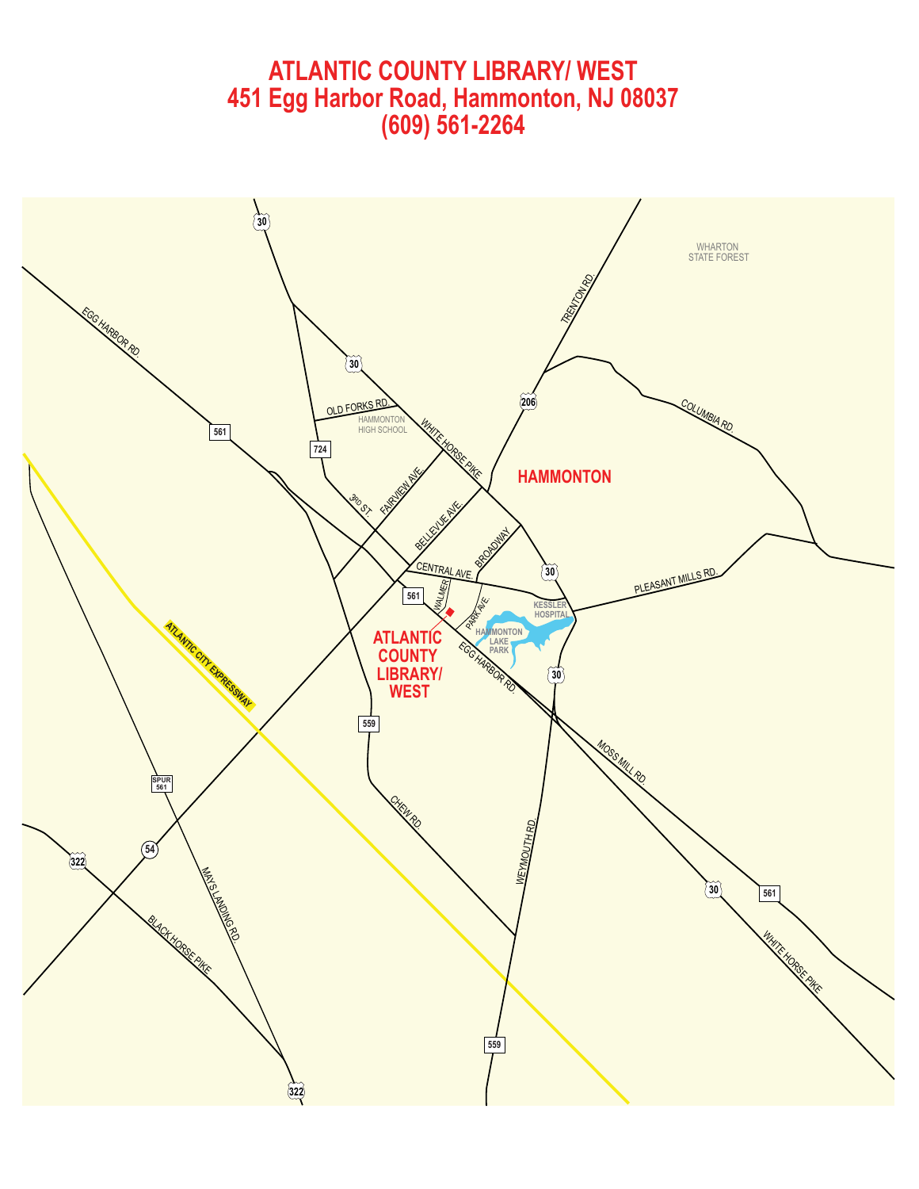# ATLANTIC COUNTY LIBRARY/ WEST
# 451 Egg Harbor Road, Hammonton, NJ 08037
# (609) 561-2264

30

WHARTON STATE FOREST

TRENTON RD.

EGG HARBOR RD.

30

206

COLUMBIA RD.

OLD FORKS RD.

HAMMONTON HIGH SCHOOL

561

WHITE HORSE PIKE

724

HAMMONTON

FAIRVIEW AVE.

3RD ST.

BELLEVUE AVE.

BROADWAY

30

CENTRAL AVE.

PLEASANT MILLS RD.

561

WALMER

KESSLER HOSPITAL

PARK AVE.

HAMMONTON LAKE PARK

ATLANTIC CITY EXPRESSWAY

ATLANTIC COUNTY LIBRARY/ WEST

EGG HARBOR RD.

30

559

MOSS MILL RD.

SPUR 561

CHEW RD.

WEYMOUTH RD.

54

322

30

561

MAYS LANDING RD.

BLACK HORSE PIKE

WHITE HORSE PIKE

559

322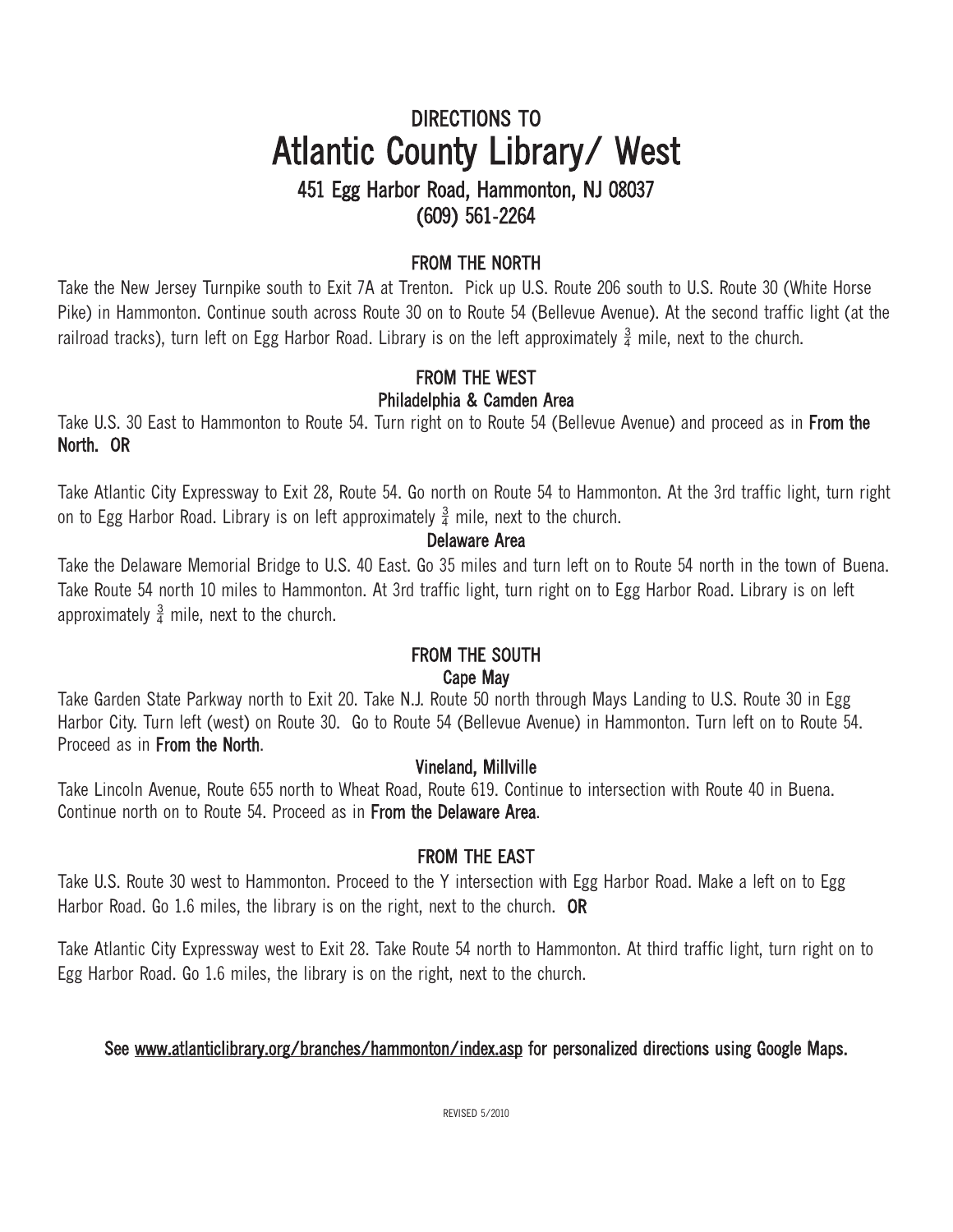# DIRECTIONS TO
# Atlantic County Library/ West

### 451 Egg Harbor Road, Hammonton, NJ 08037
### (609) 561-2264

## FROM THE NORTH

Take the New Jersey Turnpike south to Exit 7A at Trenton. Pick up U.S. Route 206 south to U.S. Route 30 (White Horse Pike) in Hammonton. Continue south across Route 30 on to Route 54 (Bellevue Avenue). At the second traffic light (at the railroad tracks), turn left on Egg Harbor Road. Library is on the left approximately $\frac{3}{4}$ mile, next to the church.

## FROM THE WEST

### Philadelphia & Camden Area

Take U.S. 30 East to Hammonton to Route 54. Turn right on to Route 54 (Bellevue Avenue) and proceed as in **From the North. OR**

Take Atlantic City Expressway to Exit 28, Route 54. Go north on Route 54 to Hammonton. At the 3rd traffic light, turn right on to Egg Harbor Road. Library is on left approximately $\frac{3}{4}$ mile, next to the church.

### Delaware Area

Take the Delaware Memorial Bridge to U.S. 40 East. Go 35 miles and turn left on to Route 54 north in the town of Buena. Take Route 54 north 10 miles to Hammonton. At 3rd traffic light, turn right on to Egg Harbor Road. Library is on left approximately $\frac{3}{4}$ mile, next to the church.

## FROM THE SOUTH

### Cape May

Take Garden State Parkway north to Exit 20. Take N.J. Route 50 north through Mays Landing to U.S. Route 30 in Egg Harbor City. Turn left (west) on Route 30. Go to Route 54 (Bellevue Avenue) in Hammonton. Turn left on to Route 54. Proceed as in **From the North**.

### Vineland, Millville

Take Lincoln Avenue, Route 655 north to Wheat Road, Route 619. Continue to intersection with Route 40 in Buena. Continue north on to Route 54. Proceed as in **From the Delaware Area**.

## FROM THE EAST

Take U.S. Route 30 west to Hammonton. Proceed to the Y intersection with Egg Harbor Road. Make a left on to Egg Harbor Road. Go 1.6 miles, the library is on the right, next to the church. **OR**

Take Atlantic City Expressway west to Exit 28. Take Route 54 north to Hammonton. At third traffic light, turn right on to Egg Harbor Road. Go 1.6 miles, the library is on the right, next to the church.

**See www.atlanticlibrary.org/branches/hammonton/index.asp for personalized directions using Google Maps.**

REVISED 5/2010